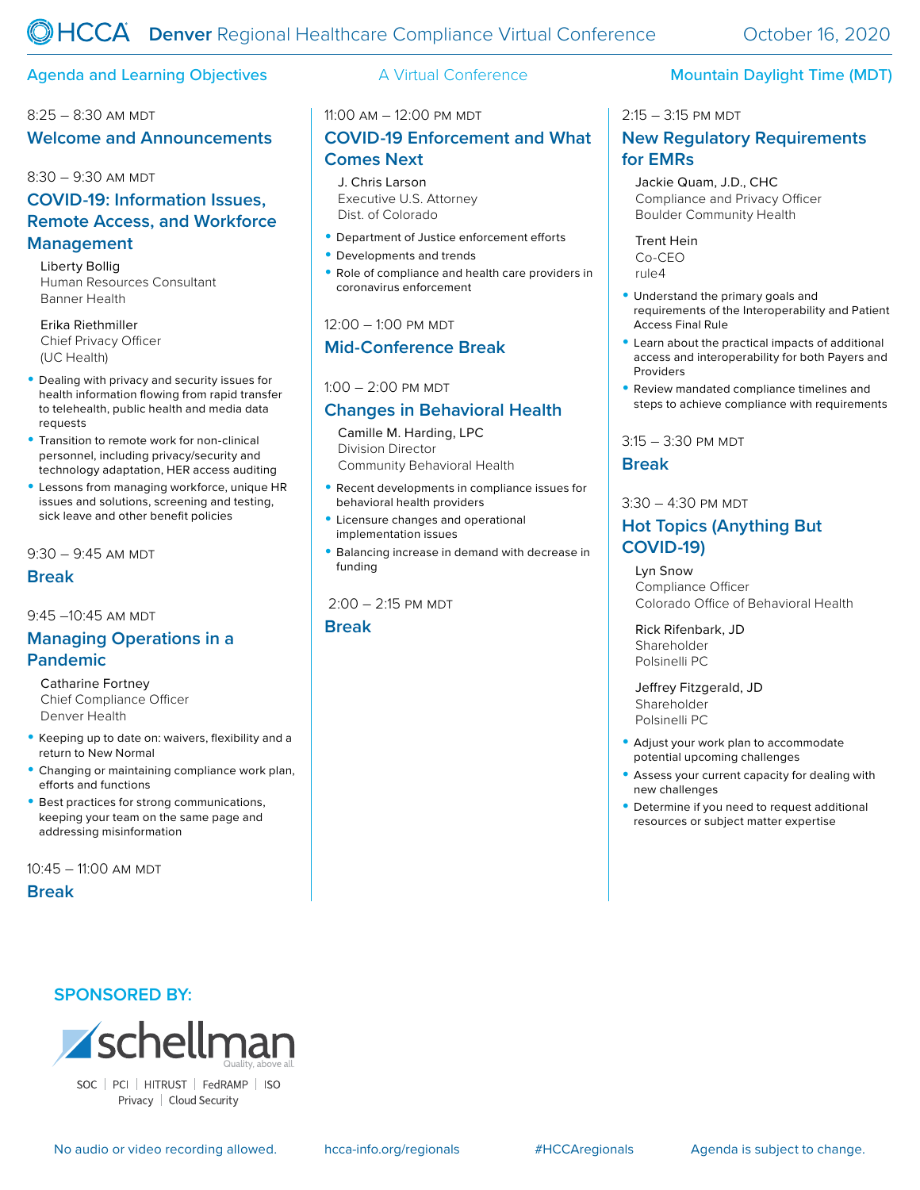# HCCA Denver Regional Healthcare Compliance Virtual Conference

October 16, 2020

**Agenda and Learning Objectives** | A Virtual Conference | Mountain Daylight Time (MDT)

8:25 – 8:30 AM MDT

## Welcome and Announcements

8:30 – 9:30 AM MDT

## COVID-19: Information Issues, Remote Access, and Workforce Management

Liberty Bollig
Human Resources Consultant
Banner Health

Erika Riethmiller
Chief Privacy Officer
(UC Health)

- Dealing with privacy and security issues for health information flowing from rapid transfer to telehealth, public health and media data requests
- Transition to remote work for non-clinical personnel, including privacy/security and technology adaptation, HER access auditing
- Lessons from managing workforce, unique HR issues and solutions, screening and testing, sick leave and other benefit policies

9:30 – 9:45 AM MDT

## Break

9:45 –10:45 AM MDT

## Managing Operations in a Pandemic

Catharine Fortney
Chief Compliance Officer
Denver Health

- Keeping up to date on: waivers, flexibility and a return to New Normal
- Changing or maintaining compliance work plan, efforts and functions
- Best practices for strong communications, keeping your team on the same page and addressing misinformation

10:45 – 11:00 AM MDT

## Break

11:00 AM – 12:00 PM MDT

## COVID-19 Enforcement and What Comes Next

J. Chris Larson
Executive U.S. Attorney
Dist. of Colorado

- Department of Justice enforcement efforts
- Developments and trends
- Role of compliance and health care providers in coronavirus enforcement

12:00 – 1:00 PM MDT

## Mid-Conference Break

1:00 – 2:00 PM MDT

## Changes in Behavioral Health

Camille M. Harding, LPC
Division Director
Community Behavioral Health

- Recent developments in compliance issues for behavioral health providers
- Licensure changes and operational implementation issues
- Balancing increase in demand with decrease in funding

2:00 – 2:15 PM MDT

## Break

2:15 – 3:15 PM MDT

## New Regulatory Requirements for EMRs

Jackie Quam, J.D., CHC
Compliance and Privacy Officer
Boulder Community Health

Trent Hein
Co-CEO
rule4

- Understand the primary goals and requirements of the Interoperability and Patient Access Final Rule
- Learn about the practical impacts of additional access and interoperability for both Payers and Providers
- Review mandated compliance timelines and steps to achieve compliance with requirements

3:15 – 3:30 PM MDT

## Break

3:30 – 4:30 PM MDT

## Hot Topics (Anything But COVID-19)

Lyn Snow
Compliance Officer
Colorado Office of Behavioral Health

Rick Rifenbark, JD
Shareholder
Polsinelli PC

Jeffrey Fitzgerald, JD
Shareholder
Polsinelli PC

- Adjust your work plan to accommodate potential upcoming challenges
- Assess your current capacity for dealing with new challenges
- Determine if you need to request additional resources or subject matter expertise

**SPONSORED BY:**

schellman — Quality, above all.

SOC | PCI | HITRUST | FedRAMP | ISO
Privacy | Cloud Security

No audio or video recording allowed. | hcca-info.org/regionals | #HCCAregionals | Agenda is subject to change.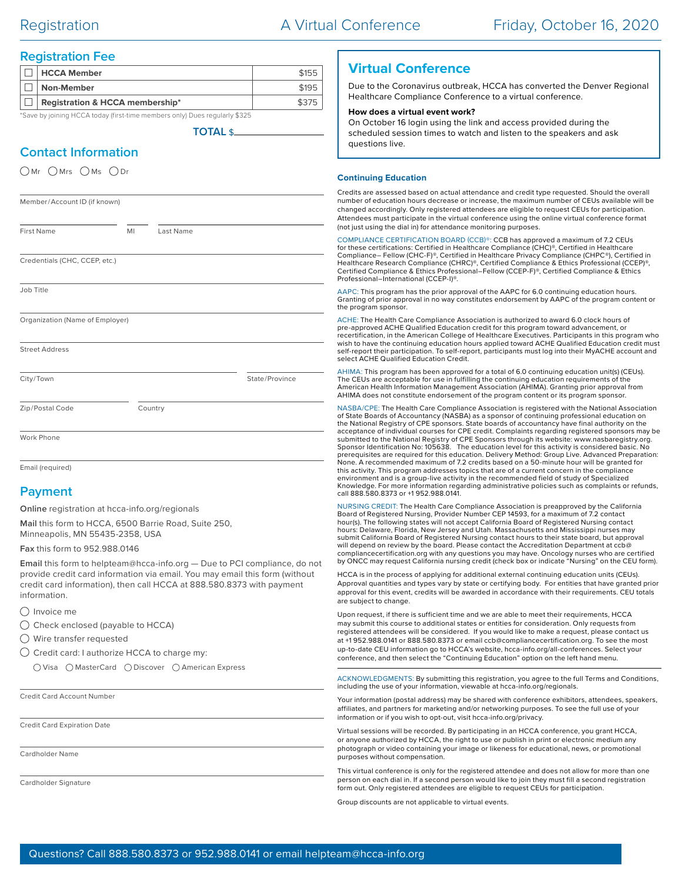Registration | A Virtual Conference | Friday, October 16, 2020

## Registration Fee

| | | |
|---|---|---|
| ☐ | **HCCA Member** | $155 |
| ☐ | **Non-Member** | $195 |
| ☐ | **Registration & HCCA membership*** | $375 |

*Save by joining HCCA today (first-time members only) Dues regularly $325

**TOTAL** $________

## Contact Information

◯ Mr ◯ Mrs ◯ Ms ◯ Dr

Member/Account ID (if known)

First Name | MI | Last Name

Credentials (CHC, CCEP, etc.)

Job Title

Organization (Name of Employer)

Street Address

City/Town | State/Province

Zip/Postal Code | Country

Work Phone

Email (required)

## Payment

**Online** registration at hcca-info.org/regionals

**Mail** this form to HCCA, 6500 Barrie Road, Suite 250, Minneapolis, MN 55435-2358, USA

**Fax** this form to 952.988.0146

**Email** this form to helpteam@hcca-info.org — Due to PCI compliance, do not provide credit card information via email. You may email this form (without credit card information), then call HCCA at 888.580.8373 with payment information.

◯ Invoice me

◯ Check enclosed (payable to HCCA)

◯ Wire transfer requested

◯ Credit card: I authorize HCCA to charge my:

◯ Visa ◯ MasterCard ◯ Discover ◯ American Express

Credit Card Account Number

Credit Card Expiration Date

Cardholder Name

Cardholder Signature

## Virtual Conference

Due to the Coronavirus outbreak, HCCA has converted the Denver Regional Healthcare Compliance Conference to a virtual conference.

**How does a virtual event work?**

On October 16 login using the link and access provided during the scheduled session times to watch and listen to the speakers and ask questions live.

### Continuing Education

Credits are assessed based on actual attendance and credit type requested. Should the overall number of education hours decrease or increase, the maximum number of CEUs available will be changed accordingly. Only registered attendees are eligible to request CEUs for participation. Attendees must participate in the virtual conference using the online virtual conference format (not just using the dial in) for attendance monitoring purposes.

COMPLIANCE CERTIFICATION BOARD (CCB)®: CCB has approved a maximum of 7.2 CEUs for these certifications: Certified in Healthcare Compliance (CHC)®, Certified in Healthcare Compliance– Fellow (CHC-F)®, Certified in Healthcare Privacy Compliance (CHPC®), Certified in Healthcare Research Compliance (CHRC)®, Certified Compliance & Ethics Professional (CCEP)®, Certified Compliance & Ethics Professional–Fellow (CCEP-F)®, Certified Compliance & Ethics Professional–International (CCEP-I)®.

AAPC: This program has the prior approval of the AAPC for 6.0 continuing education hours. Granting of prior approval in no way constitutes endorsement by AAPC of the program content or the program sponsor.

ACHE: The Health Care Compliance Association is authorized to award 6.0 clock hours of pre-approved ACHE Qualified Education credit for this program toward advancement, or recertification, in the American College of Healthcare Executives. Participants in this program who wish to have the continuing education hours applied toward ACHE Qualified Education credit must self-report their participation. To self-report, participants must log into their MyACHE account and select ACHE Qualified Education Credit.

AHIMA: This program has been approved for a total of 6.0 continuing education unit(s) (CEUs). The CEUs are acceptable for use in fulfilling the continuing education requirements of the American Health Information Management Association (AHIMA). Granting prior approval from AHIMA does not constitute endorsement of the program content or its program sponsor.

NASBA/CPE: The Health Care Compliance Association is registered with the National Association of State Boards of Accountancy (NASBA) as a sponsor of continuing professional education on the National Registry of CPE sponsors. State boards of accountancy have final authority on the acceptance of individual courses for CPE credit. Complaints regarding registered sponsors may be submitted to the National Registry of CPE Sponsors through its website: www.nasbaregistry.org. Sponsor Identification No: 105638. The education level for this activity is considered basic. No prerequisites are required for this education. Delivery Method: Group Live. Advanced Preparation: None. A recommended maximum of 7.2 credits based on a 50-minute hour will be granted for this activity. This program addresses topics that are of a current concern in the compliance environment and is a group-live activity in the recommended field of study of Specialized Knowledge. For more information regarding administrative policies such as complaints or refunds, call 888.580.8373 or +1 952.988.0141.

NURSING CREDIT: The Health Care Compliance Association is preapproved by the California Board of Registered Nursing, Provider Number CEP 14593, for a maximum of 7.2 contact hour(s). The following states will not accept California Board of Registered Nursing contact hours: Delaware, Florida, New Jersey and Utah. Massachusetts and Mississippi nurses may submit California Board of Registered Nursing contact hours to their state board, but approval will depend on review by the board. Please contact the Accreditation Department at ccb@compliancecertification.org with any questions you may have. Oncology nurses who are certified by ONCC may request California nursing credit (check box or indicate "Nursing" on the CEU form).

HCCA is in the process of applying for additional external continuing education units (CEUs). Approval quantities and types vary by state or certifying body. For entities that have granted prior approval for this event, credits will be awarded in accordance with their requirements. CEU totals are subject to change.

Upon request, if there is sufficient time and we are able to meet their requirements, HCCA may submit this course to additional states or entities for consideration. Only requests from registered attendees will be considered. If you would like to make a request, please contact us at +1 952.988.0141 or 888.580.8373 or email ccb@compliancecertification.org. To see the most up-to-date CEU information go to HCCA's website, hcca-info.org/all-conferences. Select your conference, and then select the "Continuing Education" option on the left hand menu.

ACKNOWLEDGMENTS: By submitting this registration, you agree to the full Terms and Conditions, including the use of your information, viewable at hcca-info.org/regionals.

Your information (postal address) may be shared with conference exhibitors, attendees, speakers, affiliates, and partners for marketing and/or networking purposes. To see the full use of your information or if you wish to opt-out, visit hcca-info.org/privacy.

Virtual sessions will be recorded. By participating in an HCCA conference, you grant HCCA, or anyone authorized by HCCA, the right to use or publish in print or electronic medium any photograph or video containing your image or likeness for educational, news, or promotional purposes without compensation.

This virtual conference is only for the registered attendee and does not allow for more than one person on each dial in. If a second person would like to join they must fill a second registration form out. Only registered attendees are eligible to request CEUs for participation.

Group discounts are not applicable to virtual events.

Questions? Call 888.580.8373 or 952.988.0141 or email helpteam@hcca-info.org